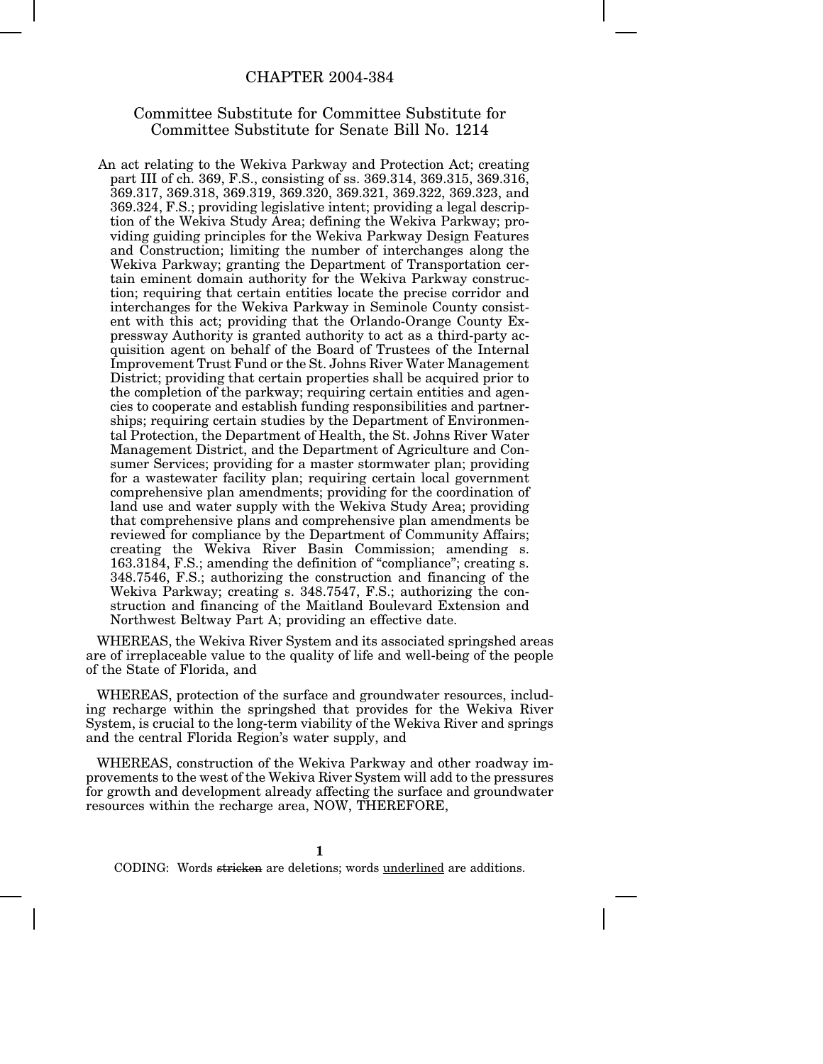# CHAPTER 2004-384

## Committee Substitute for Committee Substitute for Committee Substitute for Senate Bill No. 1214

An act relating to the Wekiva Parkway and Protection Act; creating part III of ch. 369, F.S., consisting of ss. 369.314, 369.315, 369.316, 369.317, 369.318, 369.319, 369.320, 369.321, 369.322, 369.323, and 369.324, F.S.; providing legislative intent; providing a legal description of the Wekiva Study Area; defining the Wekiva Parkway; providing guiding principles for the Wekiva Parkway Design Features and Construction; limiting the number of interchanges along the Wekiva Parkway; granting the Department of Transportation certain eminent domain authority for the Wekiva Parkway construction; requiring that certain entities locate the precise corridor and interchanges for the Wekiva Parkway in Seminole County consistent with this act; providing that the Orlando-Orange County Expressway Authority is granted authority to act as a third-party acquisition agent on behalf of the Board of Trustees of the Internal Improvement Trust Fund or the St. Johns River Water Management District; providing that certain properties shall be acquired prior to the completion of the parkway; requiring certain entities and agencies to cooperate and establish funding responsibilities and partnerships; requiring certain studies by the Department of Environmental Protection, the Department of Health, the St. Johns River Water Management District, and the Department of Agriculture and Consumer Services; providing for a master stormwater plan; providing for a wastewater facility plan; requiring certain local government comprehensive plan amendments; providing for the coordination of land use and water supply with the Wekiva Study Area; providing that comprehensive plans and comprehensive plan amendments be reviewed for compliance by the Department of Community Affairs; creating the Wekiva River Basin Commission; amending s. 163.3184, F.S.; amending the definition of "compliance"; creating s. 348.7546, F.S.; authorizing the construction and financing of the Wekiva Parkway; creating s. 348.7547, F.S.; authorizing the construction and financing of the Maitland Boulevard Extension and Northwest Beltway Part A; providing an effective date.

WHEREAS, the Wekiva River System and its associated springshed areas are of irreplaceable value to the quality of life and well-being of the people of the State of Florida, and

WHEREAS, protection of the surface and groundwater resources, including recharge within the springshed that provides for the Wekiva River System, is crucial to the long-term viability of the Wekiva River and springs and the central Florida Region's water supply, and

WHEREAS, construction of the Wekiva Parkway and other roadway improvements to the west of the Wekiva River System will add to the pressures for growth and development already affecting the surface and groundwater resources within the recharge area, NOW, THEREFORE,

CODING: Words ~~stricken~~ are deletions; words <u>underlined</u> are additions.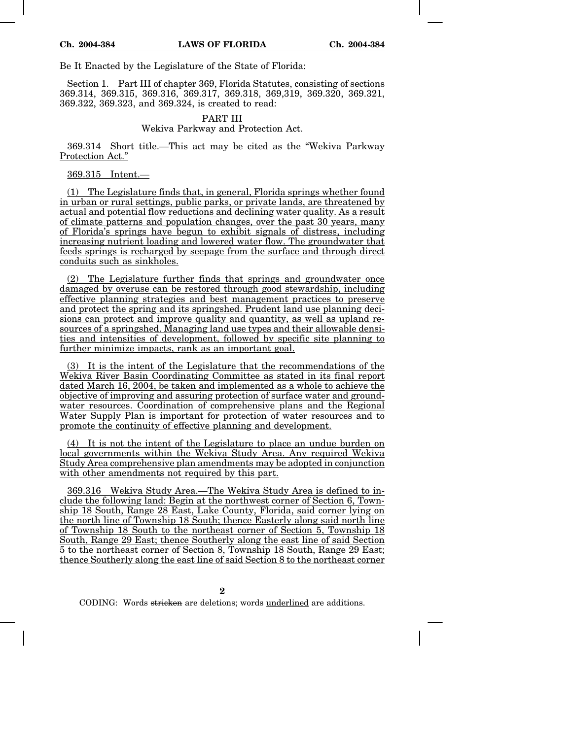Be It Enacted by the Legislature of the State of Florida:

Section 1. Part III of chapter 369, Florida Statutes, consisting of sections 369.314, 369.315, 369.316, 369.317, 369.318, 369,319, 369.320, 369.321, 369.322, 369.323, and 369.324, is created to read:

PART III

Wekiva Parkway and Protection Act.

369.314 Short title.—This act may be cited as the "Wekiva Parkway Protection Act."

369.315 Intent.—

(1) The Legislature finds that, in general, Florida springs whether found in urban or rural settings, public parks, or private lands, are threatened by actual and potential flow reductions and declining water quality. As a result of climate patterns and population changes, over the past 30 years, many of Florida's springs have begun to exhibit signals of distress, including increasing nutrient loading and lowered water flow. The groundwater that feeds springs is recharged by seepage from the surface and through direct conduits such as sinkholes.

(2) The Legislature further finds that springs and groundwater once damaged by overuse can be restored through good stewardship, including effective planning strategies and best management practices to preserve and protect the spring and its springshed. Prudent land use planning decisions can protect and improve quality and quantity, as well as upland resources of a springshed. Managing land use types and their allowable densities and intensities of development, followed by specific site planning to further minimize impacts, rank as an important goal.

(3) It is the intent of the Legislature that the recommendations of the Wekiva River Basin Coordinating Committee as stated in its final report dated March 16, 2004, be taken and implemented as a whole to achieve the objective of improving and assuring protection of surface water and groundwater resources. Coordination of comprehensive plans and the Regional Water Supply Plan is important for protection of water resources and to promote the continuity of effective planning and development.

(4) It is not the intent of the Legislature to place an undue burden on local governments within the Wekiva Study Area. Any required Wekiva Study Area comprehensive plan amendments may be adopted in conjunction with other amendments not required by this part.

369.316 Wekiva Study Area.—The Wekiva Study Area is defined to include the following land: Begin at the northwest corner of Section 6, Township 18 South, Range 28 East, Lake County, Florida, said corner lying on the north line of Township 18 South; thence Easterly along said north line of Township 18 South to the northeast corner of Section 5, Township 18 South, Range 29 East; thence Southerly along the east line of said Section 5 to the northeast corner of Section 8, Township 18 South, Range 29 East; thence Southerly along the east line of said Section 8 to the northeast corner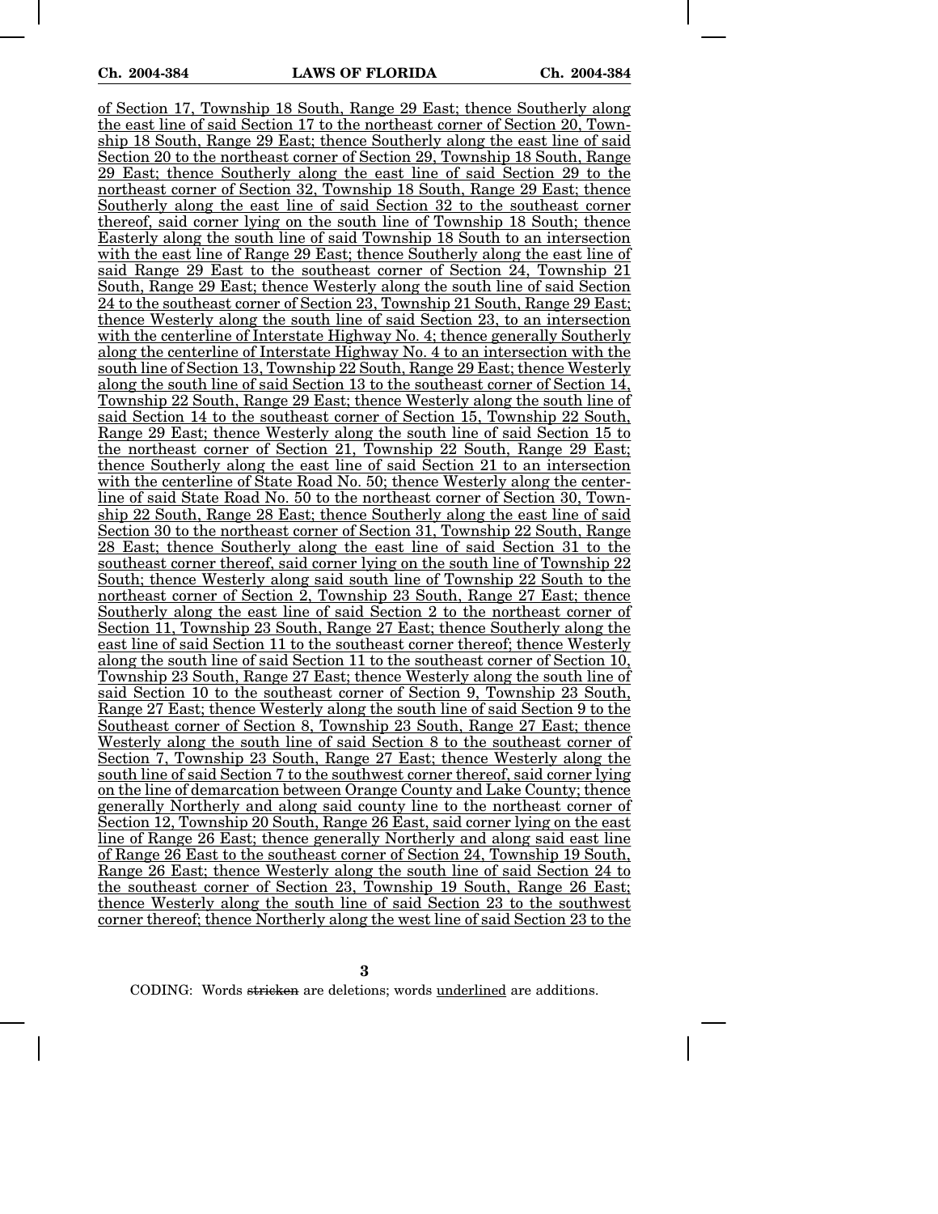of Section 17, Township 18 South, Range 29 East; thence Southerly along the east line of said Section 17 to the northeast corner of Section 20, Township 18 South, Range 29 East; thence Southerly along the east line of said Section 20 to the northeast corner of Section 29, Township 18 South, Range 29 East; thence Southerly along the east line of said Section 29 to the northeast corner of Section 32, Township 18 South, Range 29 East; thence Southerly along the east line of said Section 32 to the southeast corner thereof, said corner lying on the south line of Township 18 South; thence Easterly along the south line of said Township 18 South to an intersection with the east line of Range 29 East; thence Southerly along the east line of said Range 29 East to the southeast corner of Section 24, Township 21 South, Range 29 East; thence Westerly along the south line of said Section 24 to the southeast corner of Section 23, Township 21 South, Range 29 East; thence Westerly along the south line of said Section 23, to an intersection with the centerline of Interstate Highway No. 4; thence generally Southerly along the centerline of Interstate Highway No. 4 to an intersection with the south line of Section 13, Township 22 South, Range 29 East; thence Westerly along the south line of said Section 13 to the southeast corner of Section 14, Township 22 South, Range 29 East; thence Westerly along the south line of said Section 14 to the southeast corner of Section 15, Township 22 South, Range 29 East; thence Westerly along the south line of said Section 15 to the northeast corner of Section 21, Township 22 South, Range 29 East; thence Southerly along the east line of said Section 21 to an intersection with the centerline of State Road No. 50; thence Westerly along the centerline of said State Road No. 50 to the northeast corner of Section 30, Township 22 South, Range 28 East; thence Southerly along the east line of said Section 30 to the northeast corner of Section 31, Township 22 South, Range 28 East; thence Southerly along the east line of said Section 31 to the southeast corner thereof, said corner lying on the south line of Township 22 South; thence Westerly along said south line of Township 22 South to the northeast corner of Section 2, Township 23 South, Range 27 East; thence Southerly along the east line of said Section 2 to the northeast corner of Section 11, Township 23 South, Range 27 East; thence Southerly along the east line of said Section 11 to the southeast corner thereof; thence Westerly along the south line of said Section 11 to the southeast corner of Section 10, Township 23 South, Range 27 East; thence Westerly along the south line of said Section 10 to the southeast corner of Section 9, Township 23 South, Range 27 East; thence Westerly along the south line of said Section 9 to the Southeast corner of Section 8, Township 23 South, Range 27 East; thence Westerly along the south line of said Section 8 to the southeast corner of Section 7, Township 23 South, Range 27 East; thence Westerly along the south line of said Section 7 to the southwest corner thereof, said corner lying on the line of demarcation between Orange County and Lake County; thence generally Northerly and along said county line to the northeast corner of Section 12, Township 20 South, Range 26 East, said corner lying on the east line of Range 26 East; thence generally Northerly and along said east line of Range 26 East to the southeast corner of Section 24, Township 19 South, Range 26 East; thence Westerly along the south line of said Section 24 to the southeast corner of Section 23, Township 19 South, Range 26 East; thence Westerly along the south line of said Section 23 to the southwest corner thereof; thence Northerly along the west line of said Section 23 to the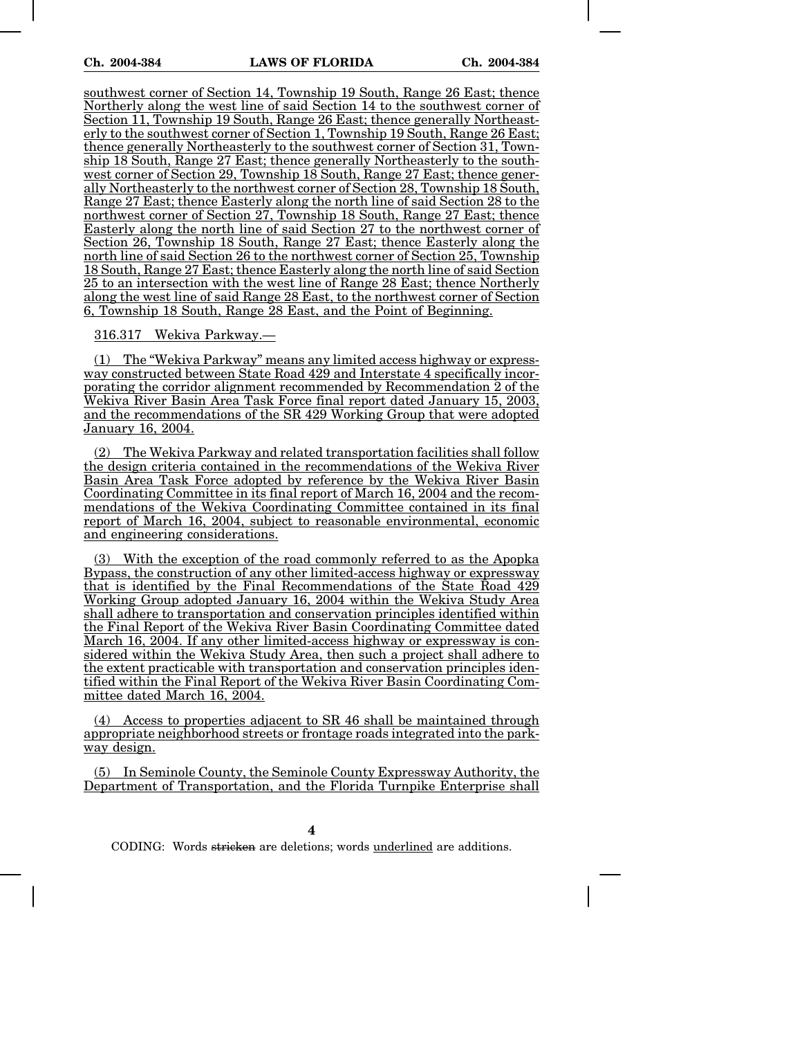southwest corner of Section 14, Township 19 South, Range 26 East; thence Northerly along the west line of said Section 14 to the southwest corner of Section 11, Township 19 South, Range 26 East; thence generally Northeasterly to the southwest corner of Section 1, Township 19 South, Range 26 East; thence generally Northeasterly to the southwest corner of Section 31, Township 18 South, Range 27 East; thence generally Northeasterly to the southwest corner of Section 29, Township 18 South, Range 27 East; thence generally Northeasterly to the northwest corner of Section 28, Township 18 South, Range 27 East; thence Easterly along the north line of said Section 28 to the northwest corner of Section 27, Township 18 South, Range 27 East; thence Easterly along the north line of said Section 27 to the northwest corner of Section 26, Township 18 South, Range 27 East; thence Easterly along the north line of said Section 26 to the northwest corner of Section 25, Township 18 South, Range 27 East; thence Easterly along the north line of said Section 25 to an intersection with the west line of Range 28 East; thence Northerly along the west line of said Range 28 East, to the northwest corner of Section 6, Township 18 South, Range 28 East, and the Point of Beginning.

316.317 Wekiva Parkway.—

(1) The "Wekiva Parkway" means any limited access highway or expressway constructed between State Road 429 and Interstate 4 specifically incorporating the corridor alignment recommended by Recommendation 2 of the Wekiva River Basin Area Task Force final report dated January 15, 2003, and the recommendations of the SR 429 Working Group that were adopted January 16, 2004.

(2) The Wekiva Parkway and related transportation facilities shall follow the design criteria contained in the recommendations of the Wekiva River Basin Area Task Force adopted by reference by the Wekiva River Basin Coordinating Committee in its final report of March 16, 2004 and the recommendations of the Wekiva Coordinating Committee contained in its final report of March 16, 2004, subject to reasonable environmental, economic and engineering considerations.

(3) With the exception of the road commonly referred to as the Apopka Bypass, the construction of any other limited-access highway or expressway that is identified by the Final Recommendations of the State Road 429 Working Group adopted January 16, 2004 within the Wekiva Study Area shall adhere to transportation and conservation principles identified within the Final Report of the Wekiva River Basin Coordinating Committee dated March 16, 2004. If any other limited-access highway or expressway is considered within the Wekiva Study Area, then such a project shall adhere to the extent practicable with transportation and conservation principles identified within the Final Report of the Wekiva River Basin Coordinating Committee dated March 16, 2004.

(4) Access to properties adjacent to SR 46 shall be maintained through appropriate neighborhood streets or frontage roads integrated into the parkway design.

(5) In Seminole County, the Seminole County Expressway Authority, the Department of Transportation, and the Florida Turnpike Enterprise shall

CODING: Words stricken are deletions; words underlined are additions.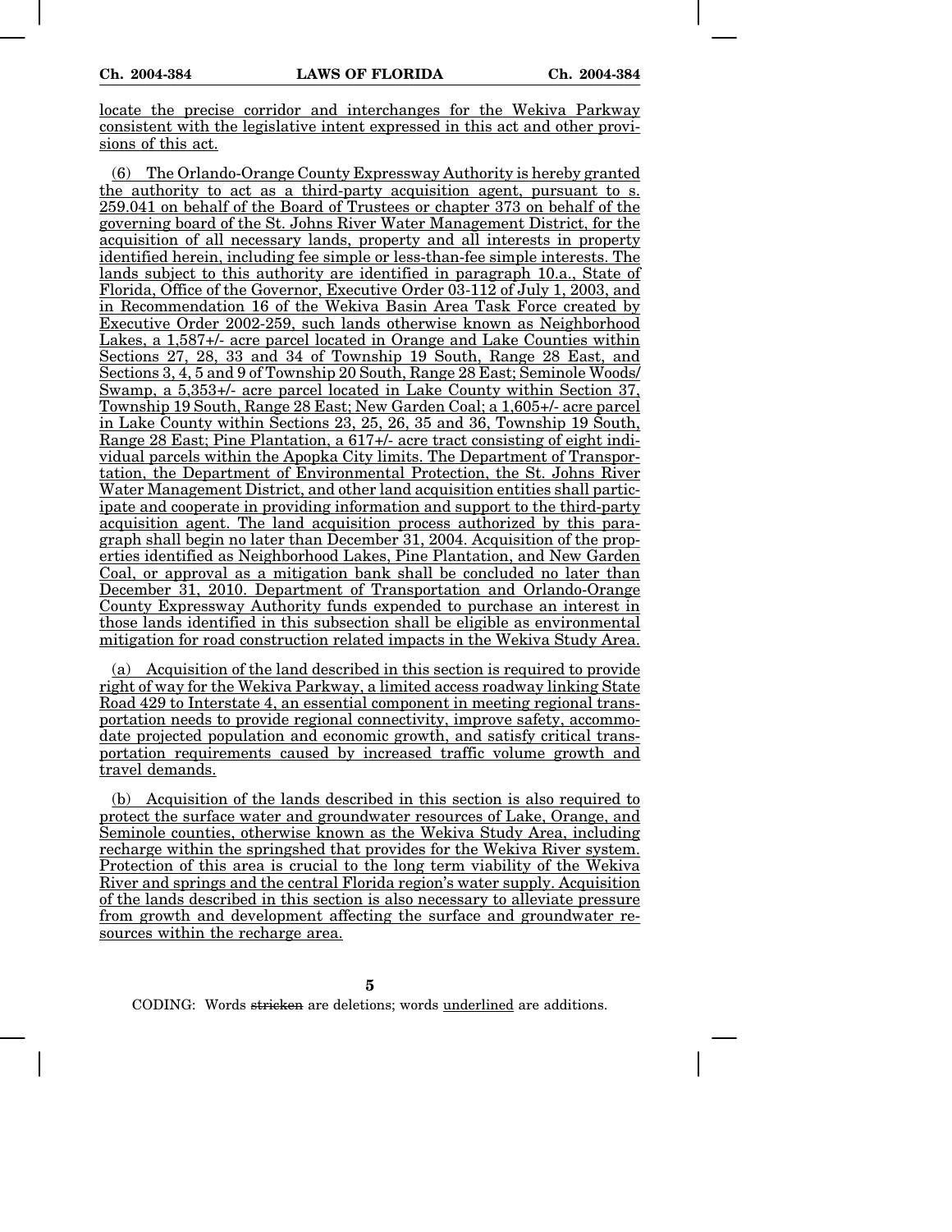locate the precise corridor and interchanges for the Wekiva Parkway consistent with the legislative intent expressed in this act and other provisions of this act.

(6) The Orlando-Orange County Expressway Authority is hereby granted the authority to act as a third-party acquisition agent, pursuant to s. 259.041 on behalf of the Board of Trustees or chapter 373 on behalf of the governing board of the St. Johns River Water Management District, for the acquisition of all necessary lands, property and all interests in property identified herein, including fee simple or less-than-fee simple interests. The lands subject to this authority are identified in paragraph 10.a., State of Florida, Office of the Governor, Executive Order 03-112 of July 1, 2003, and in Recommendation 16 of the Wekiva Basin Area Task Force created by Executive Order 2002-259, such lands otherwise known as Neighborhood Lakes, a 1,587+/- acre parcel located in Orange and Lake Counties within Sections 27, 28, 33 and 34 of Township 19 South, Range 28 East, and Sections 3, 4, 5 and 9 of Township 20 South, Range 28 East; Seminole Woods/Swamp, a 5,353+/- acre parcel located in Lake County within Section 37, Township 19 South, Range 28 East; New Garden Coal; a 1,605+/- acre parcel in Lake County within Sections 23, 25, 26, 35 and 36, Township 19 South, Range 28 East; Pine Plantation, a 617+/- acre tract consisting of eight individual parcels within the Apopka City limits. The Department of Transportation, the Department of Environmental Protection, the St. Johns River Water Management District, and other land acquisition entities shall participate and cooperate in providing information and support to the third-party acquisition agent. The land acquisition process authorized by this paragraph shall begin no later than December 31, 2004. Acquisition of the properties identified as Neighborhood Lakes, Pine Plantation, and New Garden Coal, or approval as a mitigation bank shall be concluded no later than December 31, 2010. Department of Transportation and Orlando-Orange County Expressway Authority funds expended to purchase an interest in those lands identified in this subsection shall be eligible as environmental mitigation for road construction related impacts in the Wekiva Study Area.

(a) Acquisition of the land described in this section is required to provide right of way for the Wekiva Parkway, a limited access roadway linking State Road 429 to Interstate 4, an essential component in meeting regional transportation needs to provide regional connectivity, improve safety, accommodate projected population and economic growth, and satisfy critical transportation requirements caused by increased traffic volume growth and travel demands.

(b) Acquisition of the lands described in this section is also required to protect the surface water and groundwater resources of Lake, Orange, and Seminole counties, otherwise known as the Wekiva Study Area, including recharge within the springshed that provides for the Wekiva River system. Protection of this area is crucial to the long term viability of the Wekiva River and springs and the central Florida region's water supply. Acquisition of the lands described in this section is also necessary to alleviate pressure from growth and development affecting the surface and groundwater resources within the recharge area.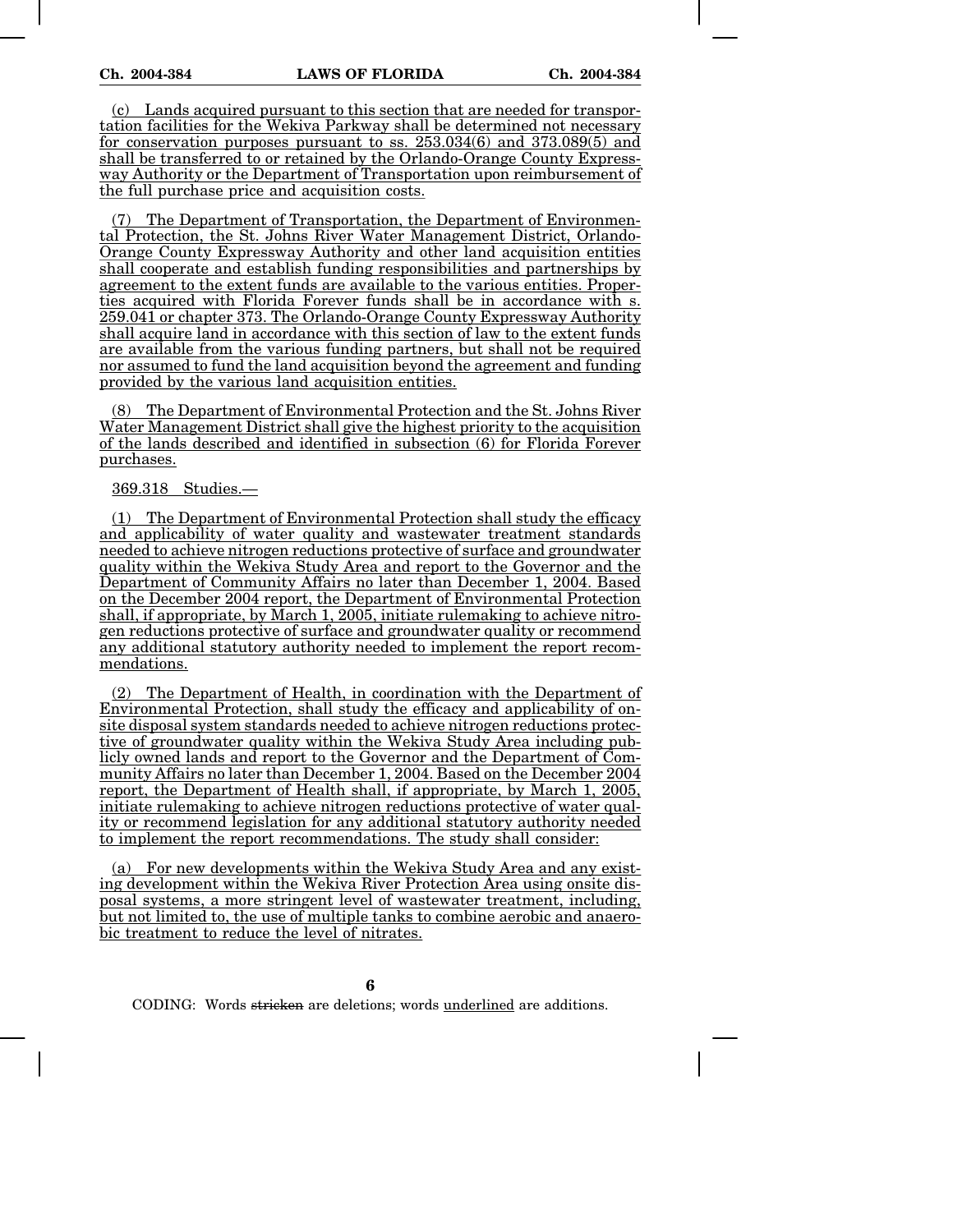(c) Lands acquired pursuant to this section that are needed for transportation facilities for the Wekiva Parkway shall be determined not necessary for conservation purposes pursuant to ss. 253.034(6) and 373.089(5) and shall be transferred to or retained by the Orlando-Orange County Expressway Authority or the Department of Transportation upon reimbursement of the full purchase price and acquisition costs.

(7) The Department of Transportation, the Department of Environmental Protection, the St. Johns River Water Management District, Orlando-Orange County Expressway Authority and other land acquisition entities shall cooperate and establish funding responsibilities and partnerships by agreement to the extent funds are available to the various entities. Properties acquired with Florida Forever funds shall be in accordance with s. 259.041 or chapter 373. The Orlando-Orange County Expressway Authority shall acquire land in accordance with this section of law to the extent funds are available from the various funding partners, but shall not be required nor assumed to fund the land acquisition beyond the agreement and funding provided by the various land acquisition entities.

(8) The Department of Environmental Protection and the St. Johns River Water Management District shall give the highest priority to the acquisition of the lands described and identified in subsection (6) for Florida Forever purchases.

369.318 Studies.—

(1) The Department of Environmental Protection shall study the efficacy and applicability of water quality and wastewater treatment standards needed to achieve nitrogen reductions protective of surface and groundwater quality within the Wekiva Study Area and report to the Governor and the Department of Community Affairs no later than December 1, 2004. Based on the December 2004 report, the Department of Environmental Protection shall, if appropriate, by March 1, 2005, initiate rulemaking to achieve nitrogen reductions protective of surface and groundwater quality or recommend any additional statutory authority needed to implement the report recommendations.

(2) The Department of Health, in coordination with the Department of Environmental Protection, shall study the efficacy and applicability of onsite disposal system standards needed to achieve nitrogen reductions protective of groundwater quality within the Wekiva Study Area including publicly owned lands and report to the Governor and the Department of Community Affairs no later than December 1, 2004. Based on the December 2004 report, the Department of Health shall, if appropriate, by March 1, 2005, initiate rulemaking to achieve nitrogen reductions protective of water quality or recommend legislation for any additional statutory authority needed to implement the report recommendations. The study shall consider:

(a) For new developments within the Wekiva Study Area and any existing development within the Wekiva River Protection Area using onsite disposal systems, a more stringent level of wastewater treatment, including, but not limited to, the use of multiple tanks to combine aerobic and anaerobic treatment to reduce the level of nitrates.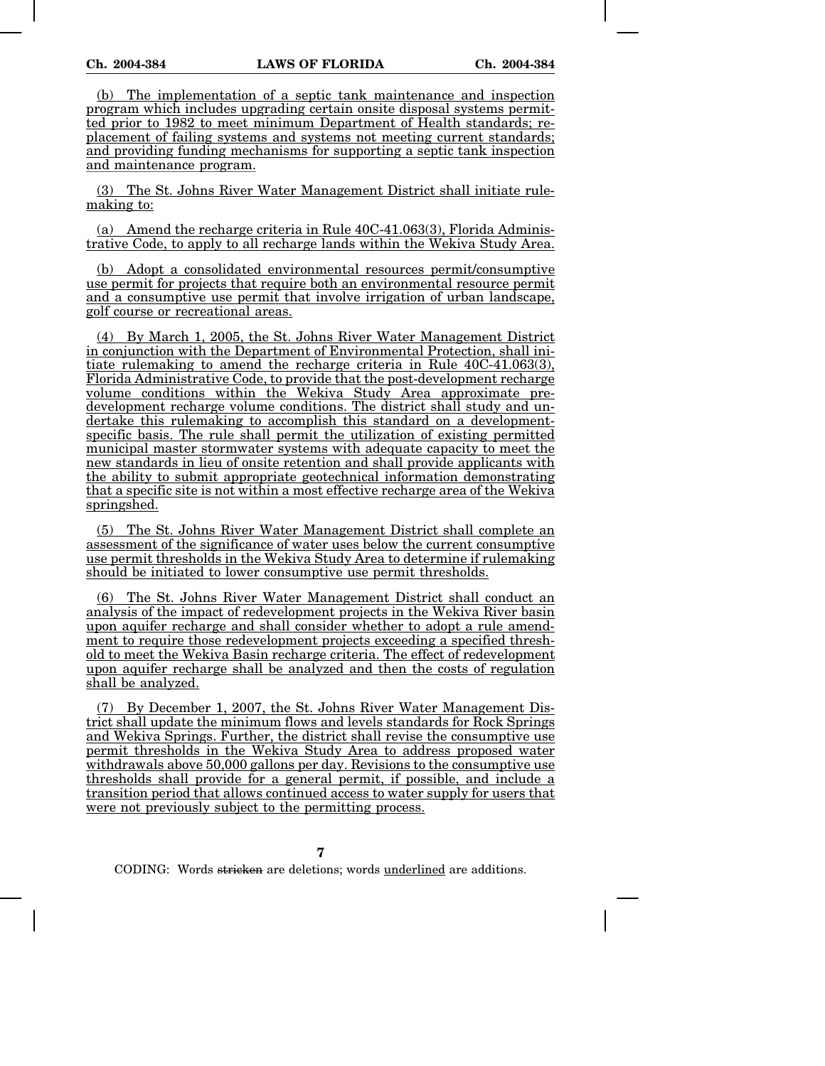(b) The implementation of a septic tank maintenance and inspection program which includes upgrading certain onsite disposal systems permitted prior to 1982 to meet minimum Department of Health standards; replacement of failing systems and systems not meeting current standards; and providing funding mechanisms for supporting a septic tank inspection and maintenance program.

(3) The St. Johns River Water Management District shall initiate rulemaking to:

(a) Amend the recharge criteria in Rule 40C-41.063(3), Florida Administrative Code, to apply to all recharge lands within the Wekiva Study Area.

(b) Adopt a consolidated environmental resources permit/consumptive use permit for projects that require both an environmental resource permit and a consumptive use permit that involve irrigation of urban landscape, golf course or recreational areas.

(4) By March 1, 2005, the St. Johns River Water Management District in conjunction with the Department of Environmental Protection, shall initiate rulemaking to amend the recharge criteria in Rule 40C-41.063(3), Florida Administrative Code, to provide that the post-development recharge volume conditions within the Wekiva Study Area approximate predevelopment recharge volume conditions. The district shall study and undertake this rulemaking to accomplish this standard on a development-specific basis. The rule shall permit the utilization of existing permitted municipal master stormwater systems with adequate capacity to meet the new standards in lieu of onsite retention and shall provide applicants with the ability to submit appropriate geotechnical information demonstrating that a specific site is not within a most effective recharge area of the Wekiva springshed.

(5) The St. Johns River Water Management District shall complete an assessment of the significance of water uses below the current consumptive use permit thresholds in the Wekiva Study Area to determine if rulemaking should be initiated to lower consumptive use permit thresholds.

(6) The St. Johns River Water Management District shall conduct an analysis of the impact of redevelopment projects in the Wekiva River basin upon aquifer recharge and shall consider whether to adopt a rule amendment to require those redevelopment projects exceeding a specified threshold to meet the Wekiva Basin recharge criteria. The effect of redevelopment upon aquifer recharge shall be analyzed and then the costs of regulation shall be analyzed.

(7) By December 1, 2007, the St. Johns River Water Management District shall update the minimum flows and levels standards for Rock Springs and Wekiva Springs. Further, the district shall revise the consumptive use permit thresholds in the Wekiva Study Area to address proposed water withdrawals above 50,000 gallons per day. Revisions to the consumptive use thresholds shall provide for a general permit, if possible, and include a transition period that allows continued access to water supply for users that were not previously subject to the permitting process.

CODING: Words stricken are deletions; words underlined are additions.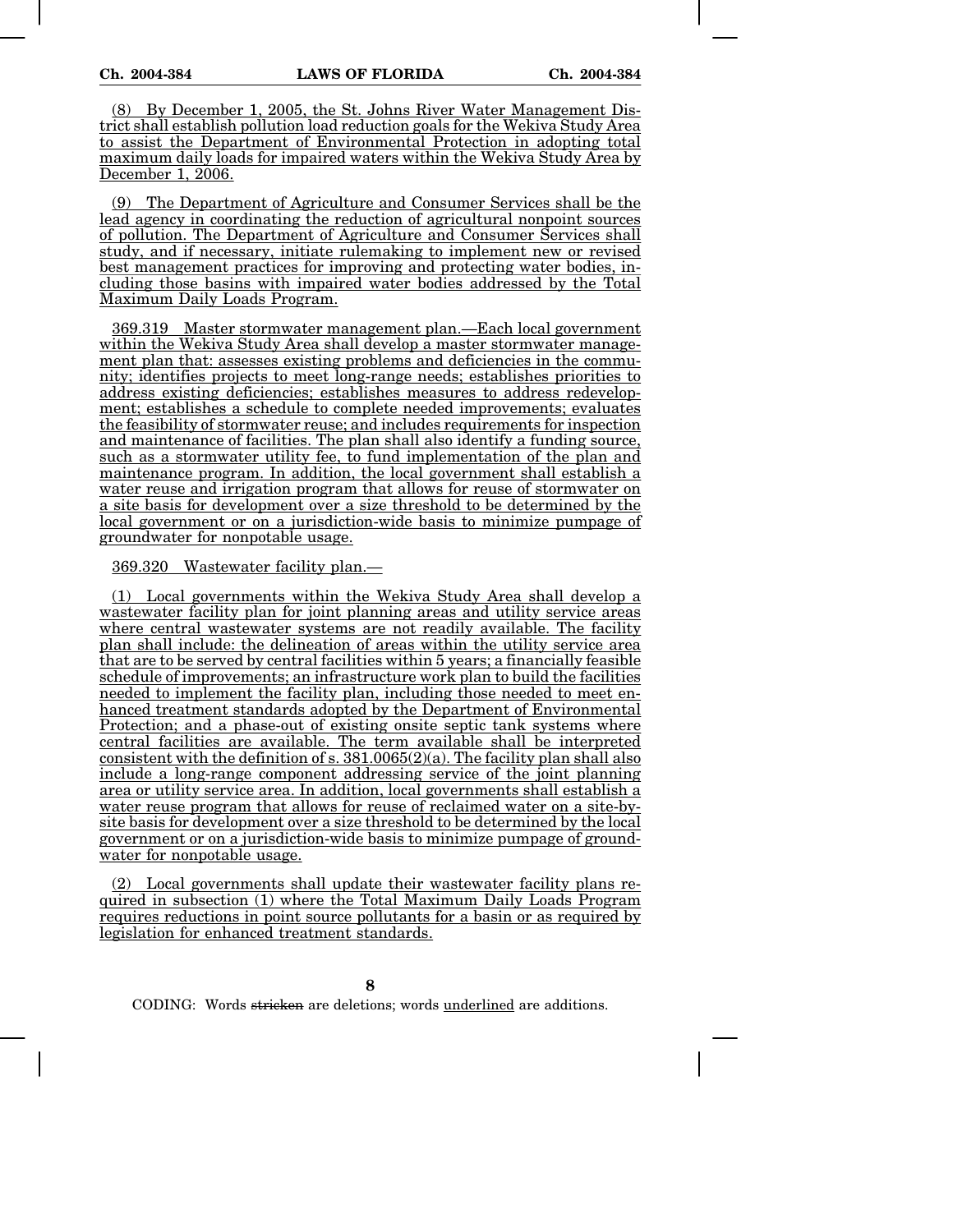(8) By December 1, 2005, the St. Johns River Water Management District shall establish pollution load reduction goals for the Wekiva Study Area to assist the Department of Environmental Protection in adopting total maximum daily loads for impaired waters within the Wekiva Study Area by December 1, 2006.

(9) The Department of Agriculture and Consumer Services shall be the lead agency in coordinating the reduction of agricultural nonpoint sources of pollution. The Department of Agriculture and Consumer Services shall study, and if necessary, initiate rulemaking to implement new or revised best management practices for improving and protecting water bodies, including those basins with impaired water bodies addressed by the Total Maximum Daily Loads Program.

369.319 Master stormwater management plan.—Each local government within the Wekiva Study Area shall develop a master stormwater management plan that: assesses existing problems and deficiencies in the community; identifies projects to meet long-range needs; establishes priorities to address existing deficiencies; establishes measures to address redevelopment; establishes a schedule to complete needed improvements; evaluates the feasibility of stormwater reuse; and includes requirements for inspection and maintenance of facilities. The plan shall also identify a funding source, such as a stormwater utility fee, to fund implementation of the plan and maintenance program. In addition, the local government shall establish a water reuse and irrigation program that allows for reuse of stormwater on a site basis for development over a size threshold to be determined by the local government or on a jurisdiction-wide basis to minimize pumpage of groundwater for nonpotable usage.

369.320 Wastewater facility plan.—

(1) Local governments within the Wekiva Study Area shall develop a wastewater facility plan for joint planning areas and utility service areas where central wastewater systems are not readily available. The facility plan shall include: the delineation of areas within the utility service area that are to be served by central facilities within 5 years; a financially feasible schedule of improvements; an infrastructure work plan to build the facilities needed to implement the facility plan, including those needed to meet enhanced treatment standards adopted by the Department of Environmental Protection; and a phase-out of existing onsite septic tank systems where central facilities are available. The term available shall be interpreted consistent with the definition of s. 381.0065(2)(a). The facility plan shall also include a long-range component addressing service of the joint planning area or utility service area. In addition, local governments shall establish a water reuse program that allows for reuse of reclaimed water on a site-by-site basis for development over a size threshold to be determined by the local government or on a jurisdiction-wide basis to minimize pumpage of groundwater for nonpotable usage.

(2) Local governments shall update their wastewater facility plans required in subsection (1) where the Total Maximum Daily Loads Program requires reductions in point source pollutants for a basin or as required by legislation for enhanced treatment standards.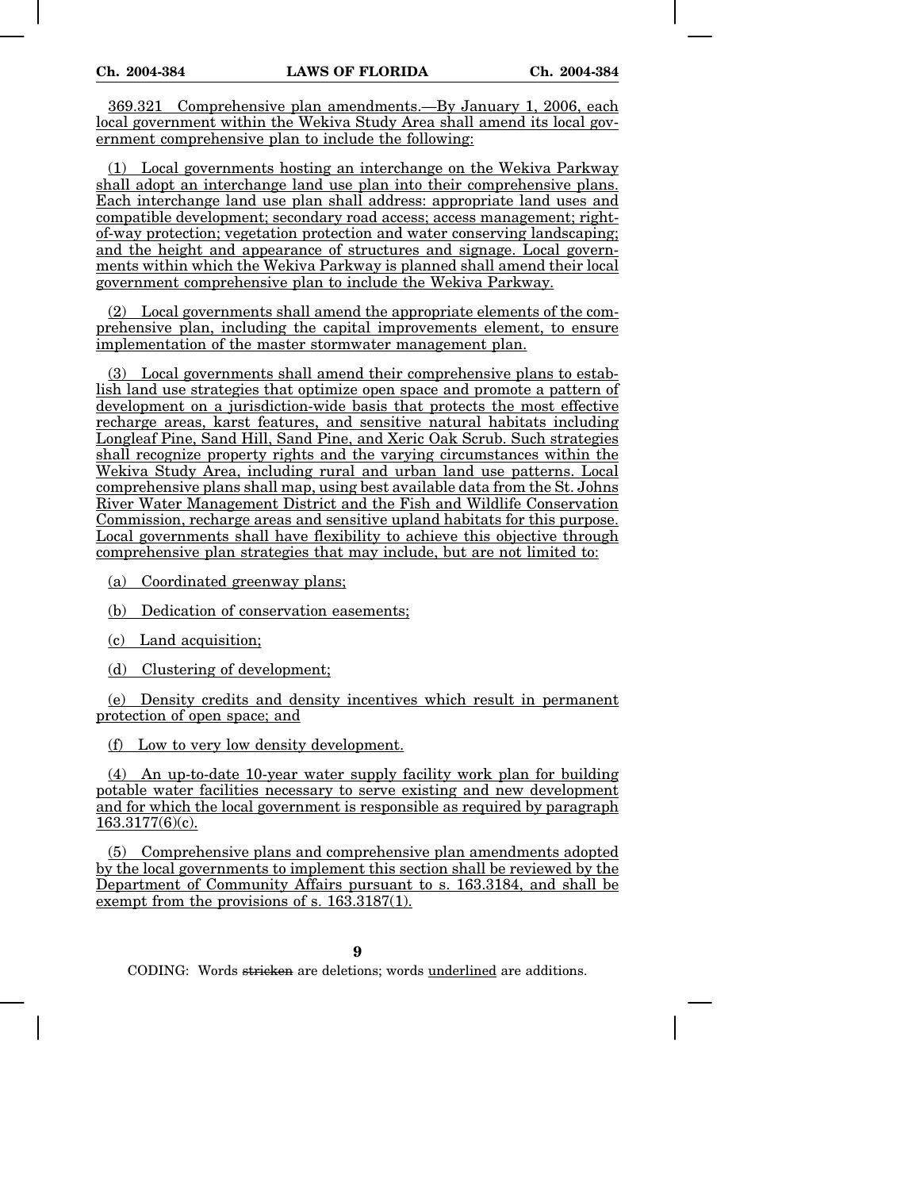369.321 Comprehensive plan amendments.—By January 1, 2006, each local government within the Wekiva Study Area shall amend its local government comprehensive plan to include the following:

(1) Local governments hosting an interchange on the Wekiva Parkway shall adopt an interchange land use plan into their comprehensive plans. Each interchange land use plan shall address: appropriate land uses and compatible development; secondary road access; access management; right-of-way protection; vegetation protection and water conserving landscaping; and the height and appearance of structures and signage. Local governments within which the Wekiva Parkway is planned shall amend their local government comprehensive plan to include the Wekiva Parkway.

(2) Local governments shall amend the appropriate elements of the comprehensive plan, including the capital improvements element, to ensure implementation of the master stormwater management plan.

(3) Local governments shall amend their comprehensive plans to establish land use strategies that optimize open space and promote a pattern of development on a jurisdiction-wide basis that protects the most effective recharge areas, karst features, and sensitive natural habitats including Longleaf Pine, Sand Hill, Sand Pine, and Xeric Oak Scrub. Such strategies shall recognize property rights and the varying circumstances within the Wekiva Study Area, including rural and urban land use patterns. Local comprehensive plans shall map, using best available data from the St. Johns River Water Management District and the Fish and Wildlife Conservation Commission, recharge areas and sensitive upland habitats for this purpose. Local governments shall have flexibility to achieve this objective through comprehensive plan strategies that may include, but are not limited to:

(a) Coordinated greenway plans;

(b) Dedication of conservation easements;

(c) Land acquisition;

(d) Clustering of development;

(e) Density credits and density incentives which result in permanent protection of open space; and

(f) Low to very low density development.

(4) An up-to-date 10-year water supply facility work plan for building potable water facilities necessary to serve existing and new development and for which the local government is responsible as required by paragraph 163.3177(6)(c).

(5) Comprehensive plans and comprehensive plan amendments adopted by the local governments to implement this section shall be reviewed by the Department of Community Affairs pursuant to s. 163.3184, and shall be exempt from the provisions of s. 163.3187(1).

CODING: Words ~~stricken~~ are deletions; words underlined are additions.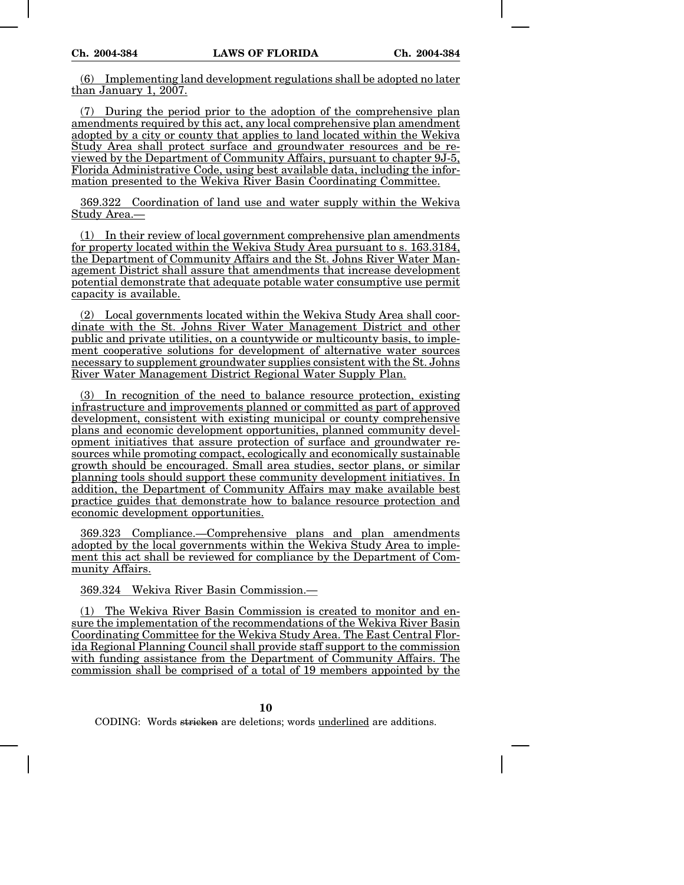(6) Implementing land development regulations shall be adopted no later than January 1, 2007.

(7) During the period prior to the adoption of the comprehensive plan amendments required by this act, any local comprehensive plan amendment adopted by a city or county that applies to land located within the Wekiva Study Area shall protect surface and groundwater resources and be reviewed by the Department of Community Affairs, pursuant to chapter 9J-5, Florida Administrative Code, using best available data, including the information presented to the Wekiva River Basin Coordinating Committee.

369.322 Coordination of land use and water supply within the Wekiva Study Area.—

(1) In their review of local government comprehensive plan amendments for property located within the Wekiva Study Area pursuant to s. 163.3184, the Department of Community Affairs and the St. Johns River Water Management District shall assure that amendments that increase development potential demonstrate that adequate potable water consumptive use permit capacity is available.

(2) Local governments located within the Wekiva Study Area shall coordinate with the St. Johns River Water Management District and other public and private utilities, on a countywide or multicounty basis, to implement cooperative solutions for development of alternative water sources necessary to supplement groundwater supplies consistent with the St. Johns River Water Management District Regional Water Supply Plan.

(3) In recognition of the need to balance resource protection, existing infrastructure and improvements planned or committed as part of approved development, consistent with existing municipal or county comprehensive plans and economic development opportunities, planned community development initiatives that assure protection of surface and groundwater resources while promoting compact, ecologically and economically sustainable growth should be encouraged. Small area studies, sector plans, or similar planning tools should support these community development initiatives. In addition, the Department of Community Affairs may make available best practice guides that demonstrate how to balance resource protection and economic development opportunities.

369.323 Compliance.—Comprehensive plans and plan amendments adopted by the local governments within the Wekiva Study Area to implement this act shall be reviewed for compliance by the Department of Community Affairs.

369.324 Wekiva River Basin Commission.—

(1) The Wekiva River Basin Commission is created to monitor and ensure the implementation of the recommendations of the Wekiva River Basin Coordinating Committee for the Wekiva Study Area. The East Central Florida Regional Planning Council shall provide staff support to the commission with funding assistance from the Department of Community Affairs. The commission shall be comprised of a total of 19 members appointed by the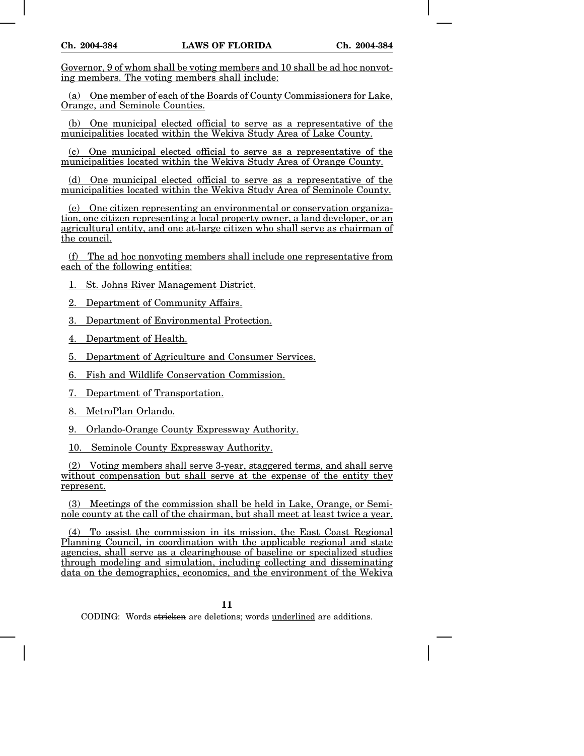Governor, 9 of whom shall be voting members and 10 shall be ad hoc nonvoting members. The voting members shall include:

(a) One member of each of the Boards of County Commissioners for Lake, Orange, and Seminole Counties.

(b) One municipal elected official to serve as a representative of the municipalities located within the Wekiva Study Area of Lake County.

(c) One municipal elected official to serve as a representative of the municipalities located within the Wekiva Study Area of Orange County.

(d) One municipal elected official to serve as a representative of the municipalities located within the Wekiva Study Area of Seminole County.

(e) One citizen representing an environmental or conservation organization, one citizen representing a local property owner, a land developer, or an agricultural entity, and one at-large citizen who shall serve as chairman of the council.

(f) The ad hoc nonvoting members shall include one representative from each of the following entities:

1. St. Johns River Management District.

2. Department of Community Affairs.

3. Department of Environmental Protection.

4. Department of Health.

5. Department of Agriculture and Consumer Services.

6. Fish and Wildlife Conservation Commission.

7. Department of Transportation.

8. MetroPlan Orlando.

9. Orlando-Orange County Expressway Authority.

10. Seminole County Expressway Authority.

(2) Voting members shall serve 3-year, staggered terms, and shall serve without compensation but shall serve at the expense of the entity they represent.

(3) Meetings of the commission shall be held in Lake, Orange, or Seminole county at the call of the chairman, but shall meet at least twice a year.

(4) To assist the commission in its mission, the East Coast Regional Planning Council, in coordination with the applicable regional and state agencies, shall serve as a clearinghouse of baseline or specialized studies through modeling and simulation, including collecting and disseminating data on the demographics, economics, and the environment of the Wekiva

CODING: Words stricken are deletions; words underlined are additions.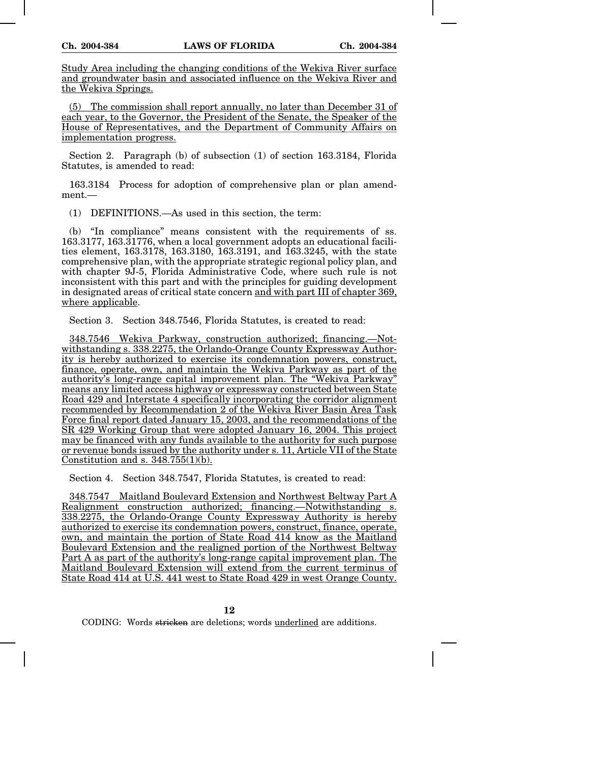Study Area including the changing conditions of the Wekiva River surface and groundwater basin and associated influence on the Wekiva River and the Wekiva Springs.

(5) The commission shall report annually, no later than December 31 of each year, to the Governor, the President of the Senate, the Speaker of the House of Representatives, and the Department of Community Affairs on implementation progress.

Section 2. Paragraph (b) of subsection (1) of section 163.3184, Florida Statutes, is amended to read:

163.3184 Process for adoption of comprehensive plan or plan amendment.—

(1) DEFINITIONS.—As used in this section, the term:

(b) "In compliance" means consistent with the requirements of ss. 163.3177, 163.31776, when a local government adopts an educational facilities element, 163.3178, 163.3180, 163.3191, and 163.3245, with the state comprehensive plan, with the appropriate strategic regional policy plan, and with chapter 9J-5, Florida Administrative Code, where such rule is not inconsistent with this part and with the principles for guiding development in designated areas of critical state concern and with part III of chapter 369, where applicable.

Section 3. Section 348.7546, Florida Statutes, is created to read:

348.7546 Wekiva Parkway, construction authorized; financing.—Notwithstanding s. 338.2275, the Orlando-Orange County Expressway Authority is hereby authorized to exercise its condemnation powers, construct, finance, operate, own, and maintain the Wekiva Parkway as part of the authority's long-range capital improvement plan. The "Wekiva Parkway" means any limited access highway or expressway constructed between State Road 429 and Interstate 4 specifically incorporating the corridor alignment recommended by Recommendation 2 of the Wekiva River Basin Area Task Force final report dated January 15, 2003, and the recommendations of the SR 429 Working Group that were adopted January 16, 2004. This project may be financed with any funds available to the authority for such purpose or revenue bonds issued by the authority under s. 11, Article VII of the State Constitution and s. 348.755(1)(b).

Section 4. Section 348.7547, Florida Statutes, is created to read:

348.7547 Maitland Boulevard Extension and Northwest Beltway Part A Realignment construction authorized; financing.—Notwithstanding s. 338.2275, the Orlando-Orange County Expressway Authority is hereby authorized to exercise its condemnation powers, construct, finance, operate, own, and maintain the portion of State Road 414 know as the Maitland Boulevard Extension and the realigned portion of the Northwest Beltway Part A as part of the authority's long-range capital improvement plan. The Maitland Boulevard Extension will extend from the current terminus of State Road 414 at U.S. 441 west to State Road 429 in west Orange County.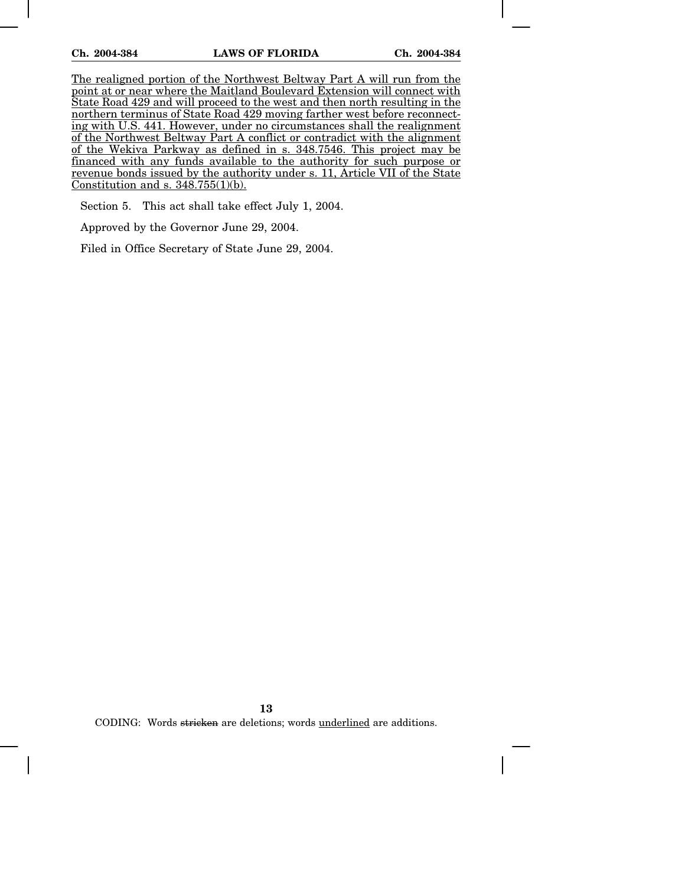The realigned portion of the Northwest Beltway Part A will run from the point at or near where the Maitland Boulevard Extension will connect with State Road 429 and will proceed to the west and then north resulting in the northern terminus of State Road 429 moving farther west before reconnecting with U.S. 441. However, under no circumstances shall the realignment of the Northwest Beltway Part A conflict or contradict with the alignment of the Wekiva Parkway as defined in s. 348.7546. This project may be financed with any funds available to the authority for such purpose or revenue bonds issued by the authority under s. 11, Article VII of the State Constitution and s. 348.755(1)(b).

Section 5. This act shall take effect July 1, 2004.

Approved by the Governor June 29, 2004.

Filed in Office Secretary of State June 29, 2004.

CODING: Words ~~stricken~~ are deletions; words underlined are additions.